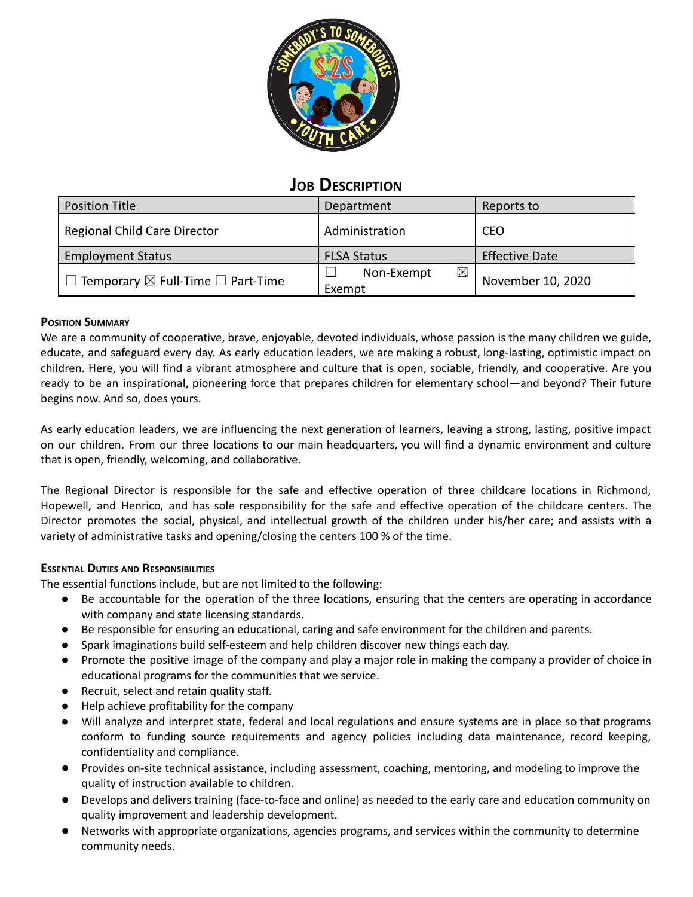# Job Description

| Position Title | Department | Reports to |
| --- | --- | --- |
| Regional Child Care Director | Administration | CEO |
| **Employment Status** | **FLSA Status** | **Effective Date** |
| ☐ Temporary ☒ Full-Time ☐ Part-Time | ☐ Non-Exempt ☒ Exempt | November 10, 2020 |

### Position Summary

We are a community of cooperative, brave, enjoyable, devoted individuals, whose passion is the many children we guide, educate, and safeguard every day. As early education leaders, we are making a robust, long-lasting, optimistic impact on children. Here, you will find a vibrant atmosphere and culture that is open, sociable, friendly, and cooperative. Are you ready to be an inspirational, pioneering force that prepares children for elementary school—and beyond? Their future begins now. And so, does yours.

As early education leaders, we are influencing the next generation of learners, leaving a strong, lasting, positive impact on our children. From our three locations to our main headquarters, you will find a dynamic environment and culture that is open, friendly, welcoming, and collaborative.

The Regional Director is responsible for the safe and effective operation of three childcare locations in Richmond, Hopewell, and Henrico, and has sole responsibility for the safe and effective operation of the childcare centers. The Director promotes the social, physical, and intellectual growth of the children under his/her care; and assists with a variety of administrative tasks and opening/closing the centers 100 % of the time.

### Essential Duties and Responsibilities

The essential functions include, but are not limited to the following:

- Be accountable for the operation of the three locations, ensuring that the centers are operating in accordance with company and state licensing standards.
- Be responsible for ensuring an educational, caring and safe environment for the children and parents.
- Spark imaginations build self-esteem and help children discover new things each day.
- Promote the positive image of the company and play a major role in making the company a provider of choice in educational programs for the communities that we service.
- Recruit, select and retain quality staff.
- Help achieve profitability for the company
- Will analyze and interpret state, federal and local regulations and ensure systems are in place so that programs conform to funding source requirements and agency policies including data maintenance, record keeping, confidentiality and compliance.
- Provides on-site technical assistance, including assessment, coaching, mentoring, and modeling to improve the quality of instruction available to children.
- Develops and delivers training (face-to-face and online) as needed to the early care and education community on quality improvement and leadership development.
- Networks with appropriate organizations, agencies programs, and services within the community to determine community needs.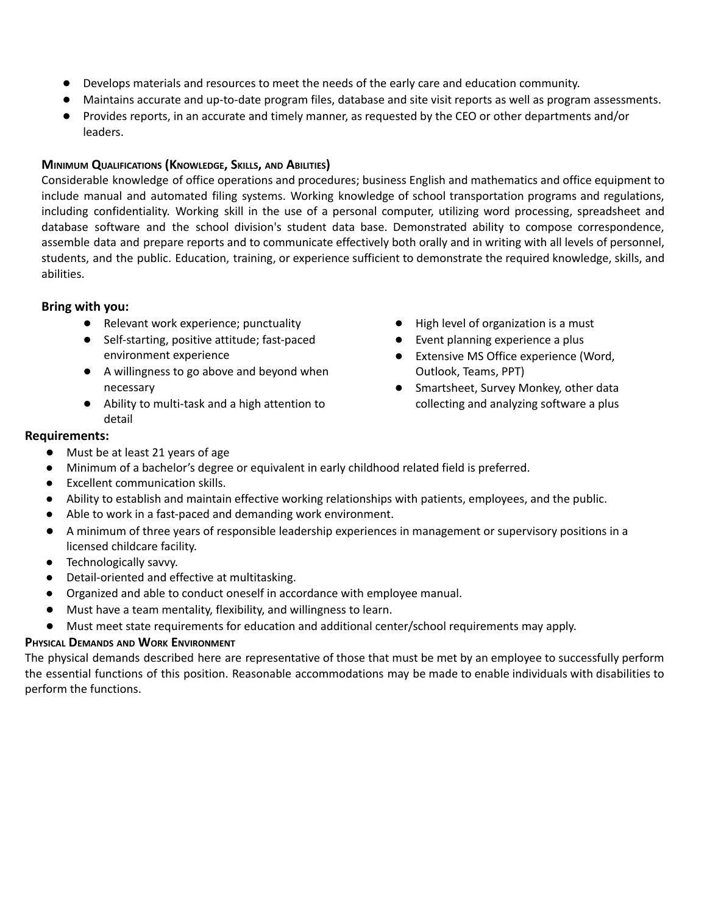- Develops materials and resources to meet the needs of the early care and education community.
- Maintains accurate and up-to-date program files, database and site visit reports as well as program assessments.
- Provides reports, in an accurate and timely manner, as requested by the CEO or other departments and/or leaders.

#### Minimum Qualifications (Knowledge, Skills, and Abilities)

Considerable knowledge of office operations and procedures; business English and mathematics and office equipment to include manual and automated filing systems. Working knowledge of school transportation programs and regulations, including confidentiality. Working skill in the use of a personal computer, utilizing word processing, spreadsheet and database software and the school division's student data base. Demonstrated ability to compose correspondence, assemble data and prepare reports and to communicate effectively both orally and in writing with all levels of personnel, students, and the public. Education, training, or experience sufficient to demonstrate the required knowledge, skills, and abilities.

### Bring with you:

- Relevant work experience; punctuality
- Self-starting, positive attitude; fast-paced environment experience
- A willingness to go above and beyond when necessary
- Ability to multi-task and a high attention to detail
- High level of organization is a must
- Event planning experience a plus
- Extensive MS Office experience (Word, Outlook, Teams, PPT)
- Smartsheet, Survey Monkey, other data collecting and analyzing software a plus

### Requirements:

- Must be at least 21 years of age
- Minimum of a bachelor's degree or equivalent in early childhood related field is preferred.
- Excellent communication skills.
- Ability to establish and maintain effective working relationships with patients, employees, and the public.
- Able to work in a fast-paced and demanding work environment.
- A minimum of three years of responsible leadership experiences in management or supervisory positions in a licensed childcare facility.
- Technologically savvy.
- Detail-oriented and effective at multitasking.
- Organized and able to conduct oneself in accordance with employee manual.
- Must have a team mentality, flexibility, and willingness to learn.
- Must meet state requirements for education and additional center/school requirements may apply.

#### Physical Demands and Work Environment

The physical demands described here are representative of those that must be met by an employee to successfully perform the essential functions of this position. Reasonable accommodations may be made to enable individuals with disabilities to perform the functions.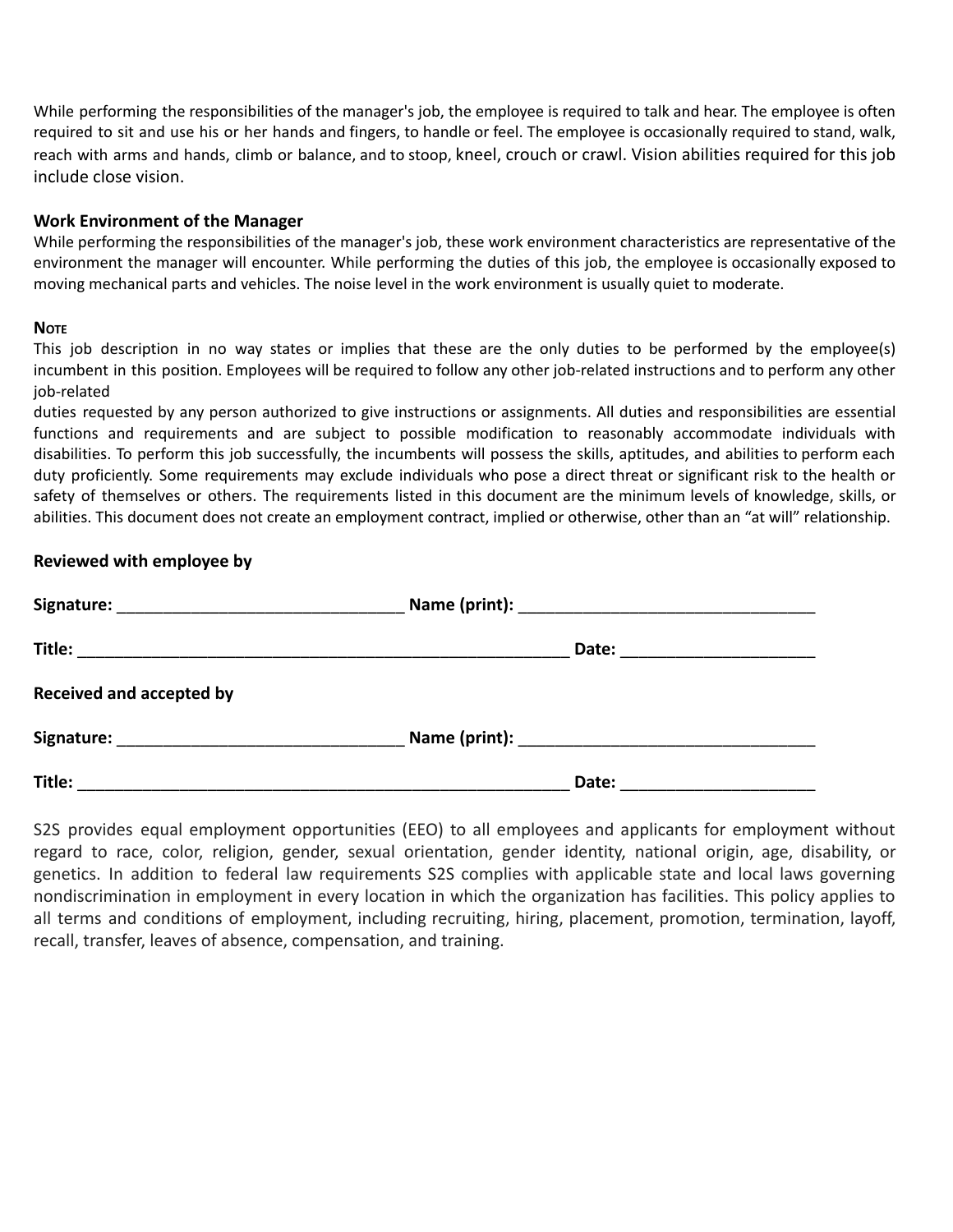While performing the responsibilities of the manager's job, the employee is required to talk and hear. The employee is often required to sit and use his or her hands and fingers, to handle or feel. The employee is occasionally required to stand, walk, reach with arms and hands, climb or balance, and to stoop, kneel, crouch or crawl. Vision abilities required for this job include close vision.

**Work Environment of the Manager**

While performing the responsibilities of the manager's job, these work environment characteristics are representative of the environment the manager will encounter. While performing the duties of this job, the employee is occasionally exposed to moving mechanical parts and vehicles. The noise level in the work environment is usually quiet to moderate.

**Note**

This job description in no way states or implies that these are the only duties to be performed by the employee(s) incumbent in this position. Employees will be required to follow any other job-related instructions and to perform any other job-related
duties requested by any person authorized to give instructions or assignments. All duties and responsibilities are essential functions and requirements and are subject to possible modification to reasonably accommodate individuals with disabilities. To perform this job successfully, the incumbents will possess the skills, aptitudes, and abilities to perform each duty proficiently. Some requirements may exclude individuals who pose a direct threat or significant risk to the health or safety of themselves or others. The requirements listed in this document are the minimum levels of knowledge, skills, or abilities. This document does not create an employment contract, implied or otherwise, other than an "at will" relationship.

**Reviewed with employee by**

**Signature:** _______________________________ **Name (print):** ________________________________

**Title:** _______________________________________________________ **Date:** _____________________

**Received and accepted by**

**Signature:** _______________________________ **Name (print):** ________________________________

**Title:** _______________________________________________________ **Date:** _____________________

S2S provides equal employment opportunities (EEO) to all employees and applicants for employment without regard to race, color, religion, gender, sexual orientation, gender identity, national origin, age, disability, or genetics. In addition to federal law requirements S2S complies with applicable state and local laws governing nondiscrimination in employment in every location in which the organization has facilities. This policy applies to all terms and conditions of employment, including recruiting, hiring, placement, promotion, termination, layoff, recall, transfer, leaves of absence, compensation, and training.